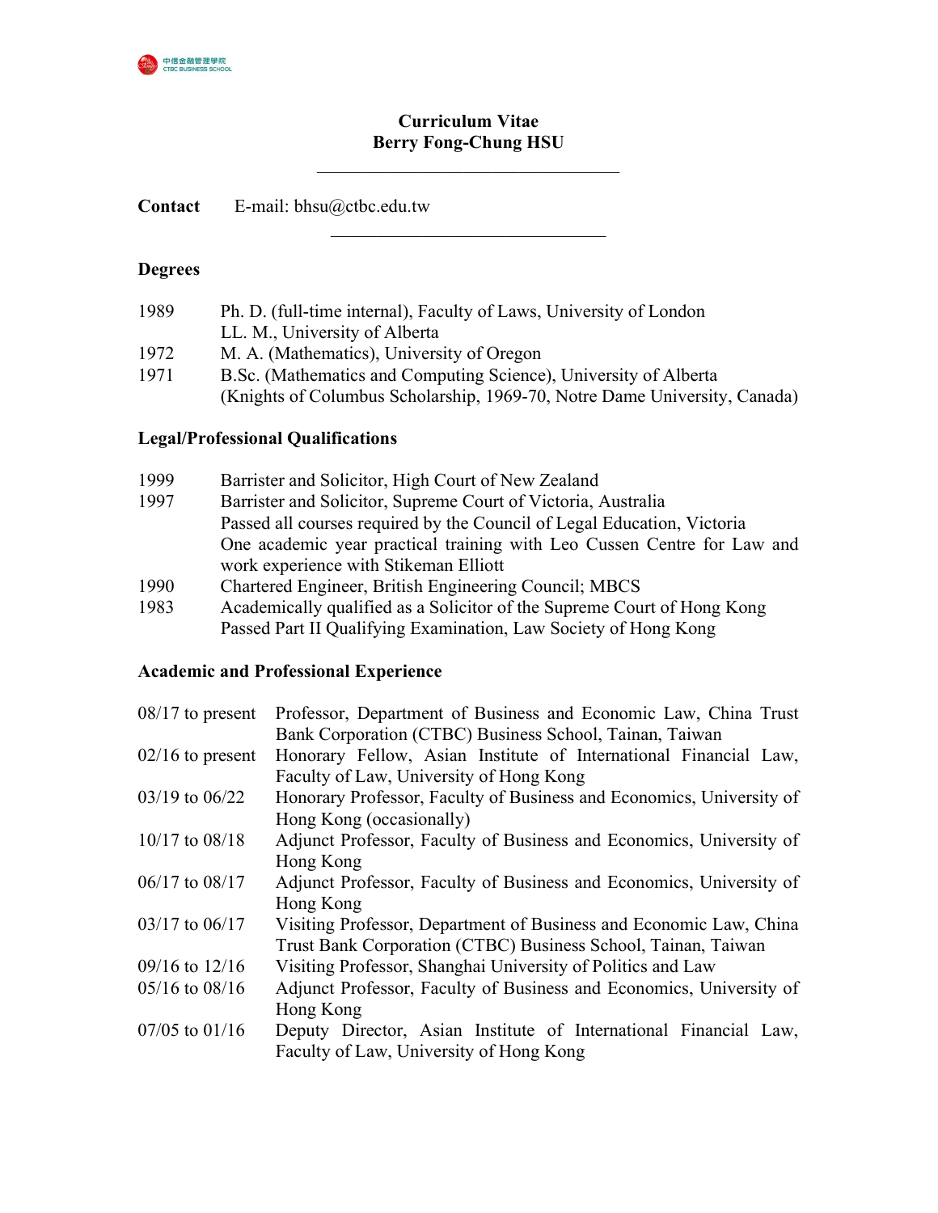# Curriculum Vitae
## Berry Fong-Chung HSU

**Contact** E-mail: bhsu@ctbc.edu.tw

### Degrees

| | |
|---|---|
| 1989 | Ph. D. (full-time internal), Faculty of Laws, University of London |
| | LL. M., University of Alberta |
| 1972 | M. A. (Mathematics), University of Oregon |
| 1971 | B.Sc. (Mathematics and Computing Science), University of Alberta (Knights of Columbus Scholarship, 1969-70, Notre Dame University, Canada) |

### Legal/Professional Qualifications

| | |
|---|---|
| 1999 | Barrister and Solicitor, High Court of New Zealand |
| 1997 | Barrister and Solicitor, Supreme Court of Victoria, Australia |
| | Passed all courses required by the Council of Legal Education, Victoria |
| | One academic year practical training with Leo Cussen Centre for Law and work experience with Stikeman Elliott |
| 1990 | Chartered Engineer, British Engineering Council; MBCS |
| 1983 | Academically qualified as a Solicitor of the Supreme Court of Hong Kong |
| | Passed Part II Qualifying Examination, Law Society of Hong Kong |

### Academic and Professional Experience

| | |
|---|---|
| 08/17 to present | Professor, Department of Business and Economic Law, China Trust Bank Corporation (CTBC) Business School, Tainan, Taiwan |
| 02/16 to present | Honorary Fellow, Asian Institute of International Financial Law, Faculty of Law, University of Hong Kong |
| 03/19 to 06/22 | Honorary Professor, Faculty of Business and Economics, University of Hong Kong (occasionally) |
| 10/17 to 08/18 | Adjunct Professor, Faculty of Business and Economics, University of Hong Kong |
| 06/17 to 08/17 | Adjunct Professor, Faculty of Business and Economics, University of Hong Kong |
| 03/17 to 06/17 | Visiting Professor, Department of Business and Economic Law, China Trust Bank Corporation (CTBC) Business School, Tainan, Taiwan |
| 09/16 to 12/16 | Visiting Professor, Shanghai University of Politics and Law |
| 05/16 to 08/16 | Adjunct Professor, Faculty of Business and Economics, University of Hong Kong |
| 07/05 to 01/16 | Deputy Director, Asian Institute of International Financial Law, Faculty of Law, University of Hong Kong |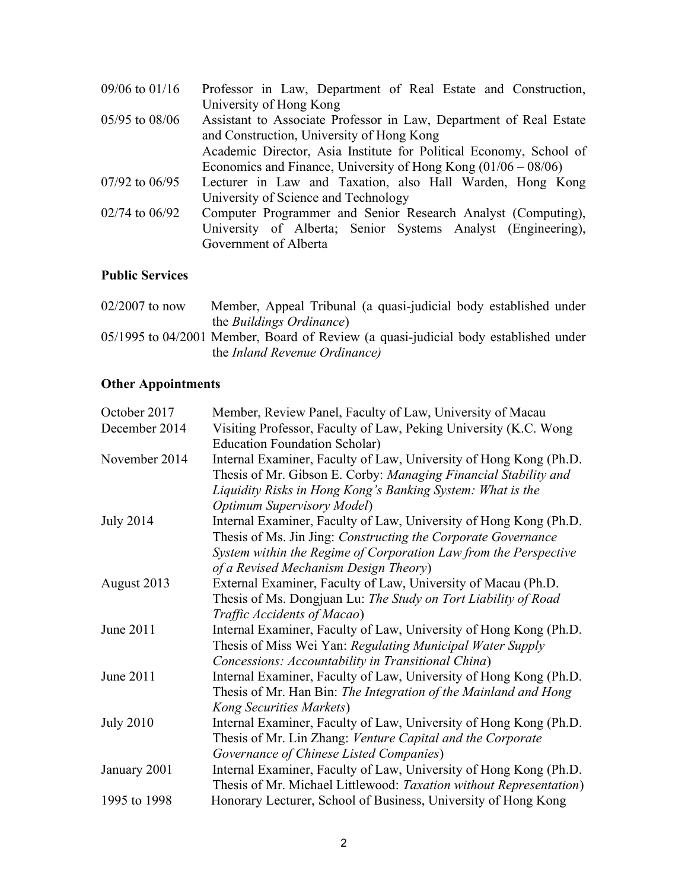| | |
|---|---|
| 09/06 to 01/16 | Professor in Law, Department of Real Estate and Construction, University of Hong Kong |
| 05/95 to 08/06 | Assistant to Associate Professor in Law, Department of Real Estate and Construction, University of Hong Kong<br>Academic Director, Asia Institute for Political Economy, School of Economics and Finance, University of Hong Kong (01/06 – 08/06) |
| 07/92 to 06/95 | Lecturer in Law and Taxation, also Hall Warden, Hong Kong University of Science and Technology |
| 02/74 to 06/92 | Computer Programmer and Senior Research Analyst (Computing), University of Alberta; Senior Systems Analyst (Engineering), Government of Alberta |

## Public Services

| | |
|---|---|
| 02/2007 to now | Member, Appeal Tribunal (a quasi-judicial body established under the *Buildings Ordinance*) |
| 05/1995 to 04/2001 | Member, Board of Review (a quasi-judicial body established under the *Inland Revenue Ordinance)* |

## Other Appointments

| | |
|---|---|
| October 2017 | Member, Review Panel, Faculty of Law, University of Macau |
| December 2014 | Visiting Professor, Faculty of Law, Peking University (K.C. Wong Education Foundation Scholar) |
| November 2014 | Internal Examiner, Faculty of Law, University of Hong Kong (Ph.D. Thesis of Mr. Gibson E. Corby: *Managing Financial Stability and Liquidity Risks in Hong Kong's Banking System: What is the Optimum Supervisory Model*) |
| July 2014 | Internal Examiner, Faculty of Law, University of Hong Kong (Ph.D. Thesis of Ms. Jin Jing: *Constructing the Corporate Governance System within the Regime of Corporation Law from the Perspective of a Revised Mechanism Design Theory*) |
| August 2013 | External Examiner, Faculty of Law, University of Macau (Ph.D. Thesis of Ms. Dongjuan Lu: *The Study on Tort Liability of Road Traffic Accidents of Macao*) |
| June 2011 | Internal Examiner, Faculty of Law, University of Hong Kong (Ph.D. Thesis of Miss Wei Yan: *Regulating Municipal Water Supply Concessions: Accountability in Transitional China*) |
| June 2011 | Internal Examiner, Faculty of Law, University of Hong Kong (Ph.D. Thesis of Mr. Han Bin: *The Integration of the Mainland and Hong Kong Securities Markets*) |
| July 2010 | Internal Examiner, Faculty of Law, University of Hong Kong (Ph.D. Thesis of Mr. Lin Zhang: *Venture Capital and the Corporate Governance of Chinese Listed Companies*) |
| January 2001 | Internal Examiner, Faculty of Law, University of Hong Kong (Ph.D. Thesis of Mr. Michael Littlewood: *Taxation without Representation*) |
| 1995 to 1998 | Honorary Lecturer, School of Business, University of Hong Kong |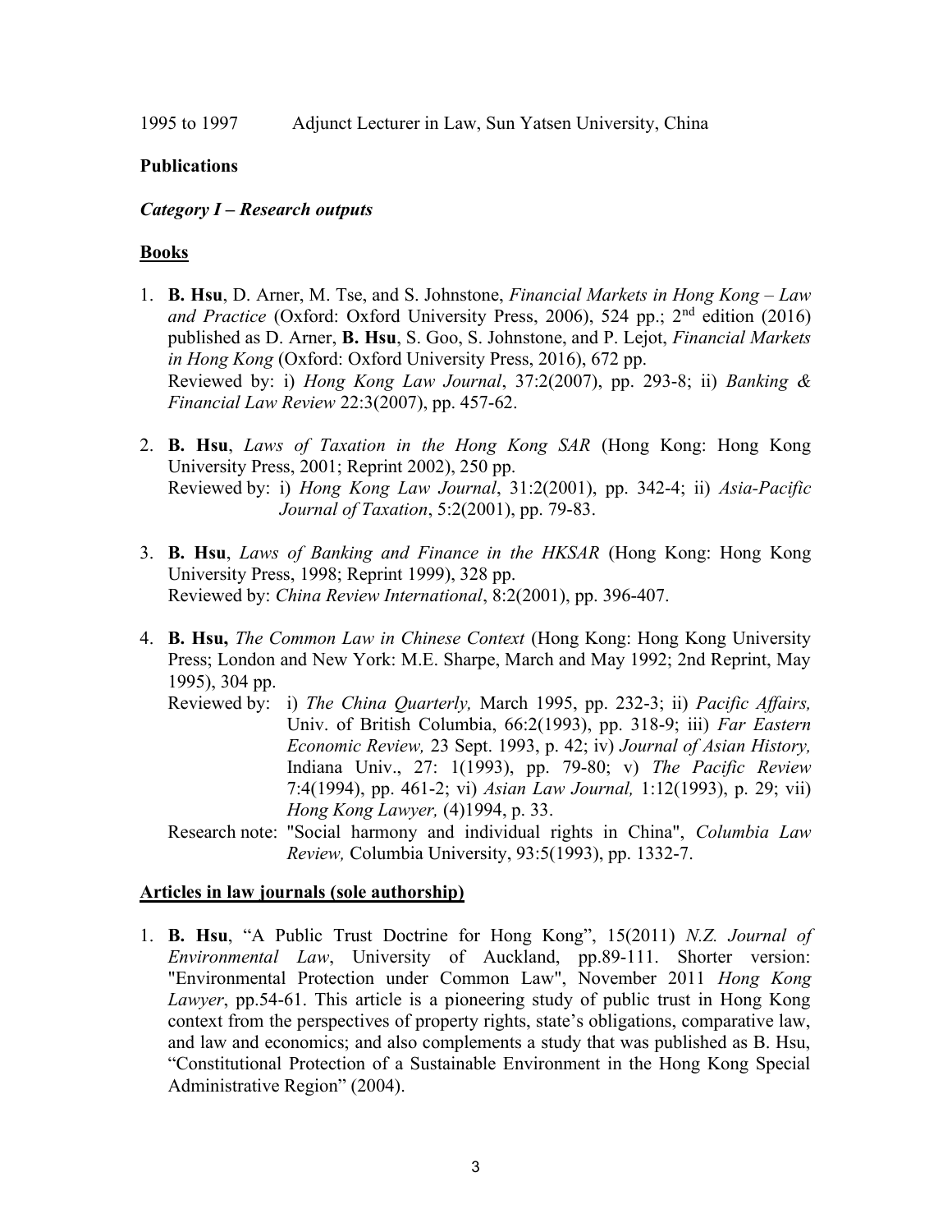1995 to 1997 Adjunct Lecturer in Law, Sun Yatsen University, China

**Publications**

***Category I – Research outputs***

**Books**

1. **B. Hsu**, D. Arner, M. Tse, and S. Johnstone, *Financial Markets in Hong Kong – Law and Practice* (Oxford: Oxford University Press, 2006), 524 pp.; 2nd edition (2016) published as D. Arner, **B. Hsu**, S. Goo, S. Johnstone, and P. Lejot, *Financial Markets in Hong Kong* (Oxford: Oxford University Press, 2016), 672 pp.
   Reviewed by: i) *Hong Kong Law Journal*, 37:2(2007), pp. 293-8; ii) *Banking & Financial Law Review* 22:3(2007), pp. 457-62.

2. **B. Hsu**, *Laws of Taxation in the Hong Kong SAR* (Hong Kong: Hong Kong University Press, 2001; Reprint 2002), 250 pp.
   Reviewed by: i) *Hong Kong Law Journal*, 31:2(2001), pp. 342-4; ii) *Asia-Pacific Journal of Taxation*, 5:2(2001), pp. 79-83.

3. **B. Hsu**, *Laws of Banking and Finance in the HKSAR* (Hong Kong: Hong Kong University Press, 1998; Reprint 1999), 328 pp.
   Reviewed by: *China Review International*, 8:2(2001), pp. 396-407.

4. **B. Hsu,** *The Common Law in Chinese Context* (Hong Kong: Hong Kong University Press; London and New York: M.E. Sharpe, March and May 1992; 2nd Reprint, May 1995), 304 pp.
   Reviewed by: i) *The China Quarterly,* March 1995, pp. 232-3; ii) *Pacific Affairs,* Univ. of British Columbia, 66:2(1993), pp. 318-9; iii) *Far Eastern Economic Review,* 23 Sept. 1993, p. 42; iv) *Journal of Asian History,* Indiana Univ., 27: 1(1993), pp. 79-80; v) *The Pacific Review* 7:4(1994), pp. 461-2; vi) *Asian Law Journal,* 1:12(1993), p. 29; vii) *Hong Kong Lawyer,* (4)1994, p. 33.
   Research note: "Social harmony and individual rights in China", *Columbia Law Review,* Columbia University, 93:5(1993), pp. 1332-7.

**Articles in law journals (sole authorship)**

1. **B. Hsu**, "A Public Trust Doctrine for Hong Kong", 15(2011) *N.Z. Journal of Environmental Law*, University of Auckland, pp.89-111. Shorter version: "Environmental Protection under Common Law", November 2011 *Hong Kong Lawyer*, pp.54-61. This article is a pioneering study of public trust in Hong Kong context from the perspectives of property rights, state's obligations, comparative law, and law and economics; and also complements a study that was published as B. Hsu, "Constitutional Protection of a Sustainable Environment in the Hong Kong Special Administrative Region" (2004).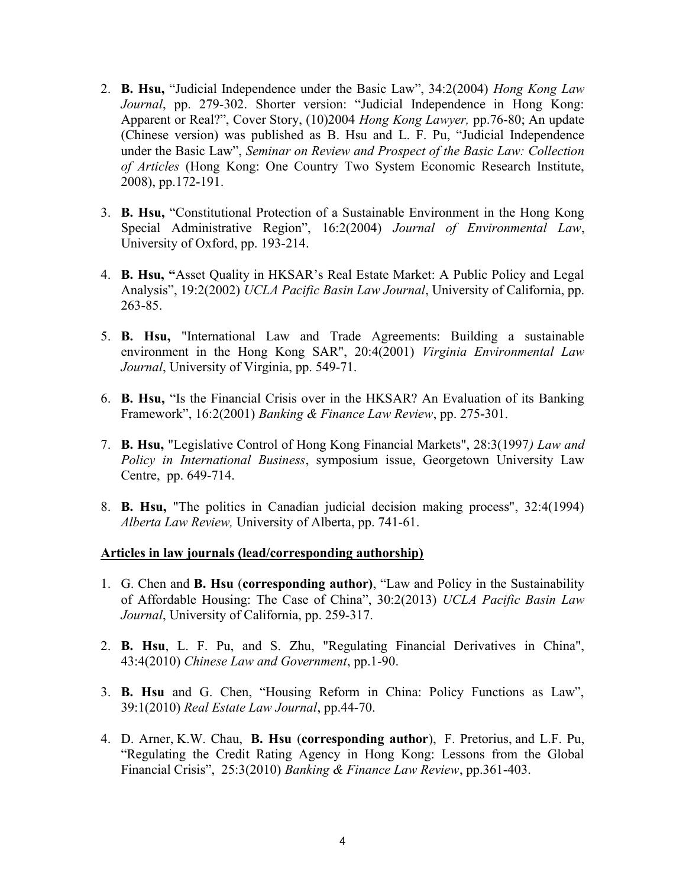2. **B. Hsu,** "Judicial Independence under the Basic Law", 34:2(2004) *Hong Kong Law Journal*, pp. 279-302. Shorter version: "Judicial Independence in Hong Kong: Apparent or Real?", Cover Story, (10)2004 *Hong Kong Lawyer,* pp.76-80; An update (Chinese version) was published as B. Hsu and L. F. Pu, "Judicial Independence under the Basic Law", *Seminar on Review and Prospect of the Basic Law: Collection of Articles* (Hong Kong: One Country Two System Economic Research Institute, 2008), pp.172-191.

3. **B. Hsu,** "Constitutional Protection of a Sustainable Environment in the Hong Kong Special Administrative Region", 16:2(2004) *Journal of Environmental Law*, University of Oxford, pp. 193-214.

4. **B. Hsu, "**Asset Quality in HKSAR's Real Estate Market: A Public Policy and Legal Analysis", 19:2(2002) *UCLA Pacific Basin Law Journal*, University of California, pp. 263-85.

5. **B. Hsu,** "International Law and Trade Agreements: Building a sustainable environment in the Hong Kong SAR", 20:4(2001) *Virginia Environmental Law Journal*, University of Virginia, pp. 549-71.

6. **B. Hsu,** "Is the Financial Crisis over in the HKSAR? An Evaluation of its Banking Framework", 16:2(2001) *Banking & Finance Law Review*, pp. 275-301.

7. **B. Hsu,** "Legislative Control of Hong Kong Financial Markets", 28:3(1997*) Law and Policy in International Business*, symposium issue, Georgetown University Law Centre, pp. 649-714.

8. **B. Hsu,** "The politics in Canadian judicial decision making process", 32:4(1994) *Alberta Law Review,* University of Alberta, pp. 741-61.

**Articles in law journals (lead/corresponding authorship)**

1. G. Chen and **B. Hsu** (**corresponding author)**, "Law and Policy in the Sustainability of Affordable Housing: The Case of China", 30:2(2013) *UCLA Pacific Basin Law Journal*, University of California, pp. 259-317.

2. **B. Hsu**, L. F. Pu, and S. Zhu, "Regulating Financial Derivatives in China", 43:4(2010) *Chinese Law and Government*, pp.1-90.

3. **B. Hsu** and G. Chen, "Housing Reform in China: Policy Functions as Law", 39:1(2010) *Real Estate Law Journal*, pp.44-70.

4. D. Arner, K.W. Chau, **B. Hsu** (**corresponding author**), F. Pretorius, and L.F. Pu, "Regulating the Credit Rating Agency in Hong Kong: Lessons from the Global Financial Crisis", 25:3(2010) *Banking & Finance Law Review*, pp.361-403.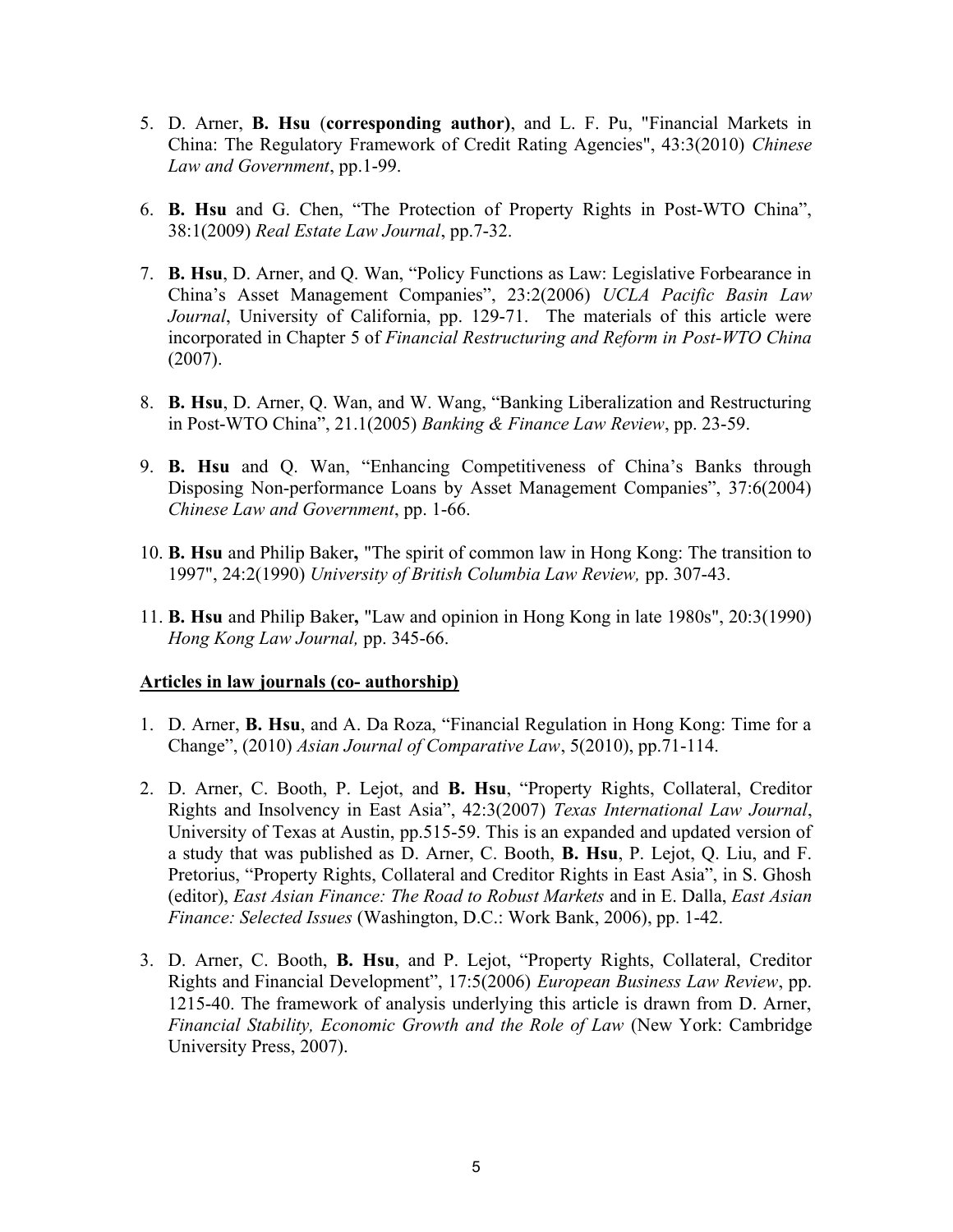5. D. Arner, **B. Hsu** (**corresponding author)**, and L. F. Pu, "Financial Markets in China: The Regulatory Framework of Credit Rating Agencies", 43:3(2010) *Chinese Law and Government*, pp.1-99.

6. **B. Hsu** and G. Chen, "The Protection of Property Rights in Post-WTO China", 38:1(2009) *Real Estate Law Journal*, pp.7-32.

7. **B. Hsu**, D. Arner, and Q. Wan, "Policy Functions as Law: Legislative Forbearance in China's Asset Management Companies", 23:2(2006) *UCLA Pacific Basin Law Journal*, University of California, pp. 129-71. The materials of this article were incorporated in Chapter 5 of *Financial Restructuring and Reform in Post-WTO China* (2007).

8. **B. Hsu**, D. Arner, Q. Wan, and W. Wang, "Banking Liberalization and Restructuring in Post-WTO China", 21.1(2005) *Banking & Finance Law Review*, pp. 23-59.

9. **B. Hsu** and Q. Wan, "Enhancing Competitiveness of China's Banks through Disposing Non-performance Loans by Asset Management Companies", 37:6(2004) *Chinese Law and Government*, pp. 1-66.

10. **B. Hsu** and Philip Baker**,** "The spirit of common law in Hong Kong: The transition to 1997", 24:2(1990) *University of British Columbia Law Review,* pp. 307-43.

11. **B. Hsu** and Philip Baker**,** "Law and opinion in Hong Kong in late 1980s", 20:3(1990) *Hong Kong Law Journal,* pp. 345-66.

**Articles in law journals (co- authorship)**

1. D. Arner, **B. Hsu**, and A. Da Roza, "Financial Regulation in Hong Kong: Time for a Change", (2010) *Asian Journal of Comparative Law*, 5(2010), pp.71-114.

2. D. Arner, C. Booth, P. Lejot, and **B. Hsu**, "Property Rights, Collateral, Creditor Rights and Insolvency in East Asia", 42:3(2007) *Texas International Law Journal*, University of Texas at Austin, pp.515-59. This is an expanded and updated version of a study that was published as D. Arner, C. Booth, **B. Hsu**, P. Lejot, Q. Liu, and F. Pretorius, "Property Rights, Collateral and Creditor Rights in East Asia", in S. Ghosh (editor), *East Asian Finance: The Road to Robust Markets* and in E. Dalla, *East Asian Finance: Selected Issues* (Washington, D.C.: Work Bank, 2006), pp. 1-42.

3. D. Arner, C. Booth, **B. Hsu**, and P. Lejot, "Property Rights, Collateral, Creditor Rights and Financial Development", 17:5(2006) *European Business Law Review*, pp. 1215-40. The framework of analysis underlying this article is drawn from D. Arner, *Financial Stability, Economic Growth and the Role of Law* (New York: Cambridge University Press, 2007).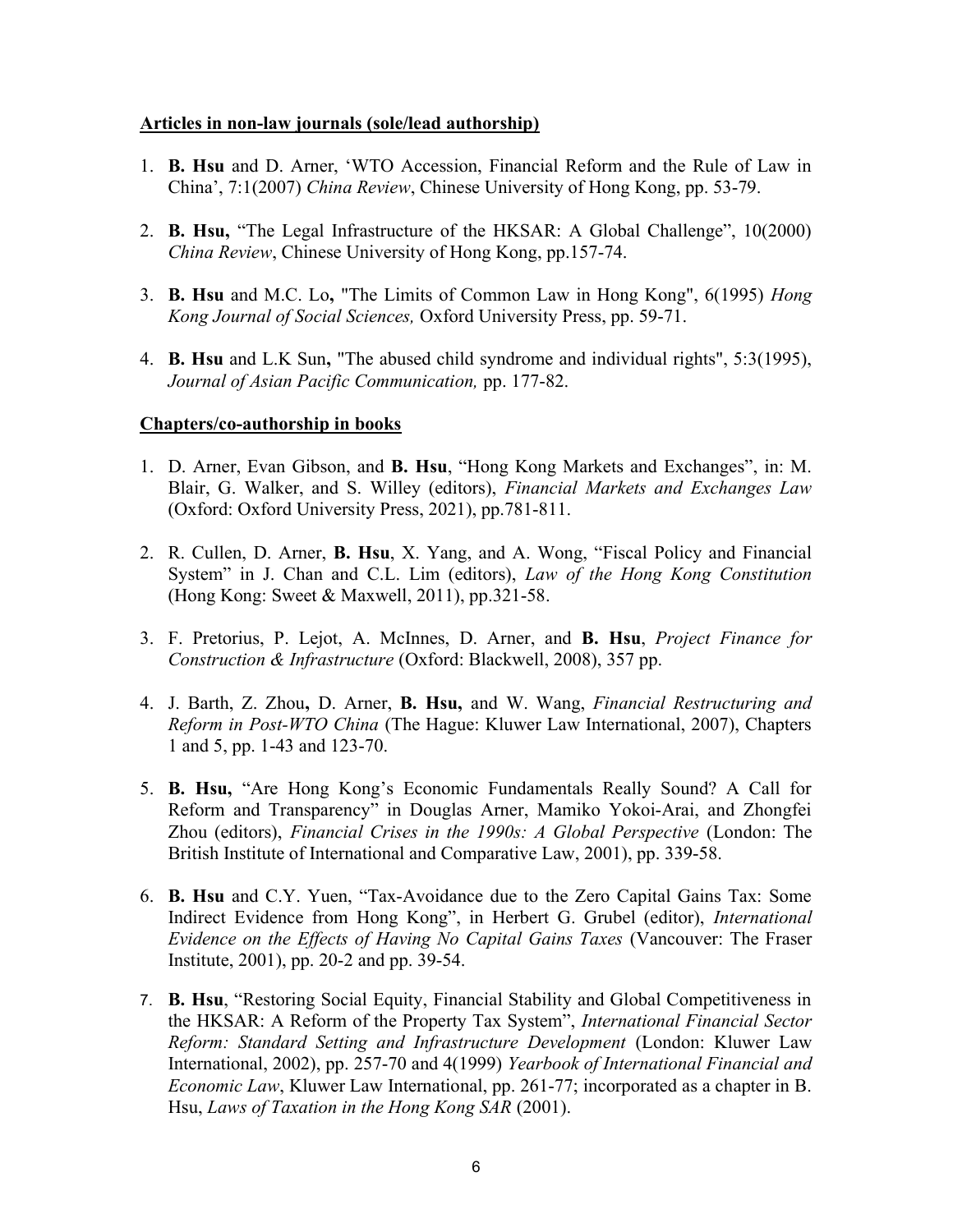**Articles in non-law journals (sole/lead authorship)**

1. **B. Hsu** and D. Arner, 'WTO Accession, Financial Reform and the Rule of Law in China', 7:1(2007) *China Review*, Chinese University of Hong Kong, pp. 53-79.

2. **B. Hsu,** "The Legal Infrastructure of the HKSAR: A Global Challenge", 10(2000) *China Review*, Chinese University of Hong Kong, pp.157-74.

3. **B. Hsu** and M.C. Lo**,** "The Limits of Common Law in Hong Kong", 6(1995) *Hong Kong Journal of Social Sciences,* Oxford University Press, pp. 59-71.

4. **B. Hsu** and L.K Sun**,** "The abused child syndrome and individual rights", 5:3(1995), *Journal of Asian Pacific Communication,* pp. 177-82.

**Chapters/co-authorship in books**

1. D. Arner, Evan Gibson, and **B. Hsu**, "Hong Kong Markets and Exchanges", in: M. Blair, G. Walker, and S. Willey (editors), *Financial Markets and Exchanges Law* (Oxford: Oxford University Press, 2021), pp.781-811.

2. R. Cullen, D. Arner, **B. Hsu**, X. Yang, and A. Wong, "Fiscal Policy and Financial System" in J. Chan and C.L. Lim (editors), *Law of the Hong Kong Constitution* (Hong Kong: Sweet & Maxwell, 2011), pp.321-58.

3. F. Pretorius, P. Lejot, A. McInnes, D. Arner, and **B. Hsu**, *Project Finance for Construction & Infrastructure* (Oxford: Blackwell, 2008), 357 pp.

4. J. Barth, Z. Zhou**,** D. Arner, **B. Hsu,** and W. Wang, *Financial Restructuring and Reform in Post-WTO China* (The Hague: Kluwer Law International, 2007), Chapters 1 and 5, pp. 1-43 and 123-70.

5. **B. Hsu,** "Are Hong Kong's Economic Fundamentals Really Sound? A Call for Reform and Transparency" in Douglas Arner, Mamiko Yokoi-Arai, and Zhongfei Zhou (editors), *Financial Crises in the 1990s: A Global Perspective* (London: The British Institute of International and Comparative Law, 2001), pp. 339-58.

6. **B. Hsu** and C.Y. Yuen, "Tax-Avoidance due to the Zero Capital Gains Tax: Some Indirect Evidence from Hong Kong", in Herbert G. Grubel (editor), *International Evidence on the Effects of Having No Capital Gains Taxes* (Vancouver: The Fraser Institute, 2001), pp. 20-2 and pp. 39-54.

7. **B. Hsu**, "Restoring Social Equity, Financial Stability and Global Competitiveness in the HKSAR: A Reform of the Property Tax System", *International Financial Sector Reform: Standard Setting and Infrastructure Development* (London: Kluwer Law International, 2002), pp. 257-70 and 4(1999) *Yearbook of International Financial and Economic Law*, Kluwer Law International, pp. 261-77; incorporated as a chapter in B. Hsu, *Laws of Taxation in the Hong Kong SAR* (2001).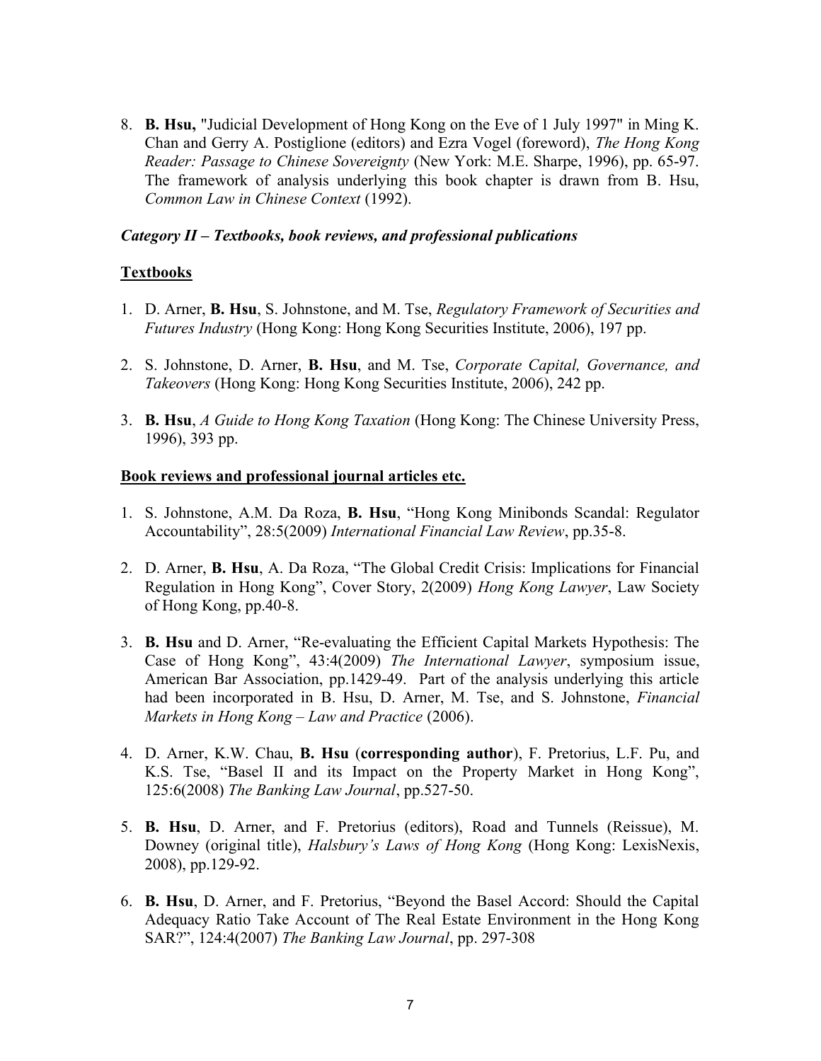8. **B. Hsu,** "Judicial Development of Hong Kong on the Eve of 1 July 1997" in Ming K. Chan and Gerry A. Postiglione (editors) and Ezra Vogel (foreword), *The Hong Kong Reader: Passage to Chinese Sovereignty* (New York: M.E. Sharpe, 1996), pp. 65-97. The framework of analysis underlying this book chapter is drawn from B. Hsu, *Common Law in Chinese Context* (1992).

***Category II – Textbooks, book reviews, and professional publications***

**Textbooks**

1. D. Arner, **B. Hsu**, S. Johnstone, and M. Tse, *Regulatory Framework of Securities and Futures Industry* (Hong Kong: Hong Kong Securities Institute, 2006), 197 pp.

2. S. Johnstone, D. Arner, **B. Hsu**, and M. Tse, *Corporate Capital, Governance, and Takeovers* (Hong Kong: Hong Kong Securities Institute, 2006), 242 pp.

3. **B. Hsu**, *A Guide to Hong Kong Taxation* (Hong Kong: The Chinese University Press, 1996), 393 pp.

**Book reviews and professional journal articles etc.**

1. S. Johnstone, A.M. Da Roza, **B. Hsu**, "Hong Kong Minibonds Scandal: Regulator Accountability", 28:5(2009) *International Financial Law Review*, pp.35-8.

2. D. Arner, **B. Hsu**, A. Da Roza, "The Global Credit Crisis: Implications for Financial Regulation in Hong Kong", Cover Story, 2(2009) *Hong Kong Lawyer*, Law Society of Hong Kong, pp.40-8.

3. **B. Hsu** and D. Arner, "Re-evaluating the Efficient Capital Markets Hypothesis: The Case of Hong Kong", 43:4(2009) *The International Lawyer*, symposium issue, American Bar Association, pp.1429-49. Part of the analysis underlying this article had been incorporated in B. Hsu, D. Arner, M. Tse, and S. Johnstone, *Financial Markets in Hong Kong – Law and Practice* (2006).

4. D. Arner, K.W. Chau, **B. Hsu** (**corresponding author**), F. Pretorius, L.F. Pu, and K.S. Tse, "Basel II and its Impact on the Property Market in Hong Kong", 125:6(2008) *The Banking Law Journal*, pp.527-50.

5. **B. Hsu**, D. Arner, and F. Pretorius (editors), Road and Tunnels (Reissue), M. Downey (original title), *Halsbury's Laws of Hong Kong* (Hong Kong: LexisNexis, 2008), pp.129-92.

6. **B. Hsu**, D. Arner, and F. Pretorius, "Beyond the Basel Accord: Should the Capital Adequacy Ratio Take Account of The Real Estate Environment in the Hong Kong SAR?", 124:4(2007) *The Banking Law Journal*, pp. 297-308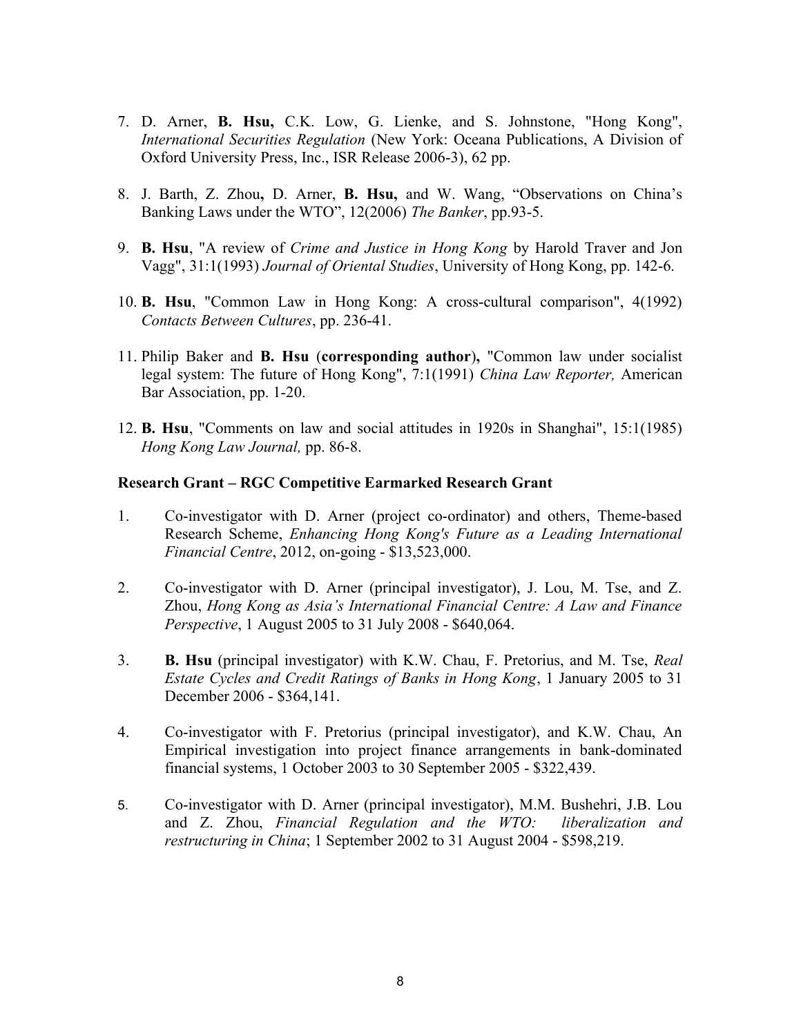7. D. Arner, **B. Hsu,** C.K. Low, G. Lienke, and S. Johnstone, "Hong Kong", *International Securities Regulation* (New York: Oceana Publications, A Division of Oxford University Press, Inc., ISR Release 2006-3), 62 pp.

8. J. Barth, Z. Zhou**,** D. Arner, **B. Hsu,** and W. Wang, "Observations on China's Banking Laws under the WTO", 12(2006) *The Banker*, pp.93-5.

9. **B. Hsu**, "A review of *Crime and Justice in Hong Kong* by Harold Traver and Jon Vagg", 31:1(1993) *Journal of Oriental Studies*, University of Hong Kong, pp. 142-6.

10. **B. Hsu**, "Common Law in Hong Kong: A cross-cultural comparison", 4(1992) *Contacts Between Cultures*, pp. 236-41.

11. Philip Baker and **B. Hsu** (**corresponding author**)**,** "Common law under socialist legal system: The future of Hong Kong", 7:1(1991) *China Law Reporter,* American Bar Association, pp. 1-20.

12. **B. Hsu**, "Comments on law and social attitudes in 1920s in Shanghai", 15:1(1985) *Hong Kong Law Journal,* pp. 86-8.

**Research Grant – RGC Competitive Earmarked Research Grant**

1. Co-investigator with D. Arner (project co-ordinator) and others, Theme-based Research Scheme, *Enhancing Hong Kong's Future as a Leading International Financial Centre*, 2012, on-going - $13,523,000.

2. Co-investigator with D. Arner (principal investigator), J. Lou, M. Tse, and Z. Zhou, *Hong Kong as Asia's International Financial Centre: A Law and Finance Perspective*, 1 August 2005 to 31 July 2008 - $640,064.

3. **B. Hsu** (principal investigator) with K.W. Chau, F. Pretorius, and M. Tse, *Real Estate Cycles and Credit Ratings of Banks in Hong Kong*, 1 January 2005 to 31 December 2006 - $364,141.

4. Co-investigator with F. Pretorius (principal investigator), and K.W. Chau, An Empirical investigation into project finance arrangements in bank-dominated financial systems, 1 October 2003 to 30 September 2005 - $322,439.

5. Co-investigator with D. Arner (principal investigator), M.M. Bushehri, J.B. Lou and Z. Zhou, *Financial Regulation and the WTO: liberalization and restructuring in China*; 1 September 2002 to 31 August 2004 - $598,219.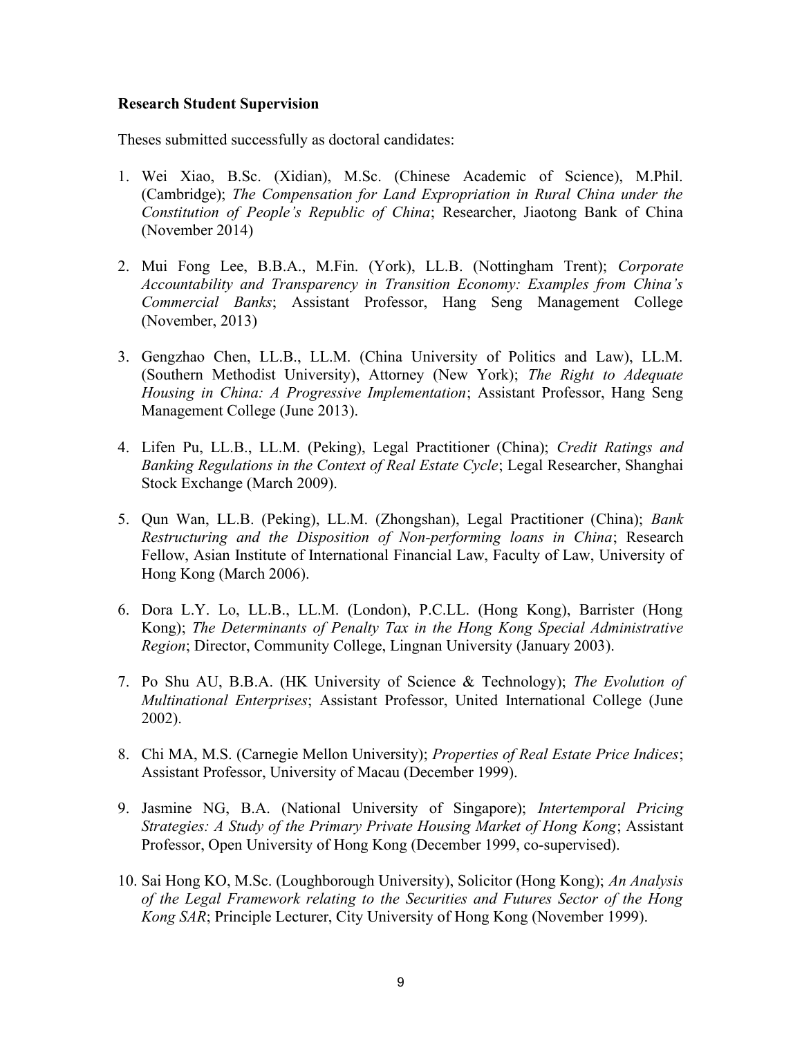**Research Student Supervision**

Theses submitted successfully as doctoral candidates:

1. Wei Xiao, B.Sc. (Xidian), M.Sc. (Chinese Academic of Science), M.Phil. (Cambridge); *The Compensation for Land Expropriation in Rural China under the Constitution of People's Republic of China*; Researcher, Jiaotong Bank of China (November 2014)

2. Mui Fong Lee, B.B.A., M.Fin. (York), LL.B. (Nottingham Trent); *Corporate Accountability and Transparency in Transition Economy: Examples from China's Commercial Banks*; Assistant Professor, Hang Seng Management College (November, 2013)

3. Gengzhao Chen, LL.B., LL.M. (China University of Politics and Law), LL.M. (Southern Methodist University), Attorney (New York); *The Right to Adequate Housing in China: A Progressive Implementation*; Assistant Professor, Hang Seng Management College (June 2013).

4. Lifen Pu, LL.B., LL.M. (Peking), Legal Practitioner (China); *Credit Ratings and Banking Regulations in the Context of Real Estate Cycle*; Legal Researcher, Shanghai Stock Exchange (March 2009).

5. Qun Wan, LL.B. (Peking), LL.M. (Zhongshan), Legal Practitioner (China); *Bank Restructuring and the Disposition of Non-performing loans in China*; Research Fellow, Asian Institute of International Financial Law, Faculty of Law, University of Hong Kong (March 2006).

6. Dora L.Y. Lo, LL.B., LL.M. (London), P.C.LL. (Hong Kong), Barrister (Hong Kong); *The Determinants of Penalty Tax in the Hong Kong Special Administrative Region*; Director, Community College, Lingnan University (January 2003).

7. Po Shu AU, B.B.A. (HK University of Science & Technology); *The Evolution of Multinational Enterprises*; Assistant Professor, United International College (June 2002).

8. Chi MA, M.S. (Carnegie Mellon University); *Properties of Real Estate Price Indices*; Assistant Professor, University of Macau (December 1999).

9. Jasmine NG, B.A. (National University of Singapore); *Intertemporal Pricing Strategies: A Study of the Primary Private Housing Market of Hong Kong*; Assistant Professor, Open University of Hong Kong (December 1999, co-supervised).

10. Sai Hong KO, M.Sc. (Loughborough University), Solicitor (Hong Kong); *An Analysis of the Legal Framework relating to the Securities and Futures Sector of the Hong Kong SAR*; Principle Lecturer, City University of Hong Kong (November 1999).